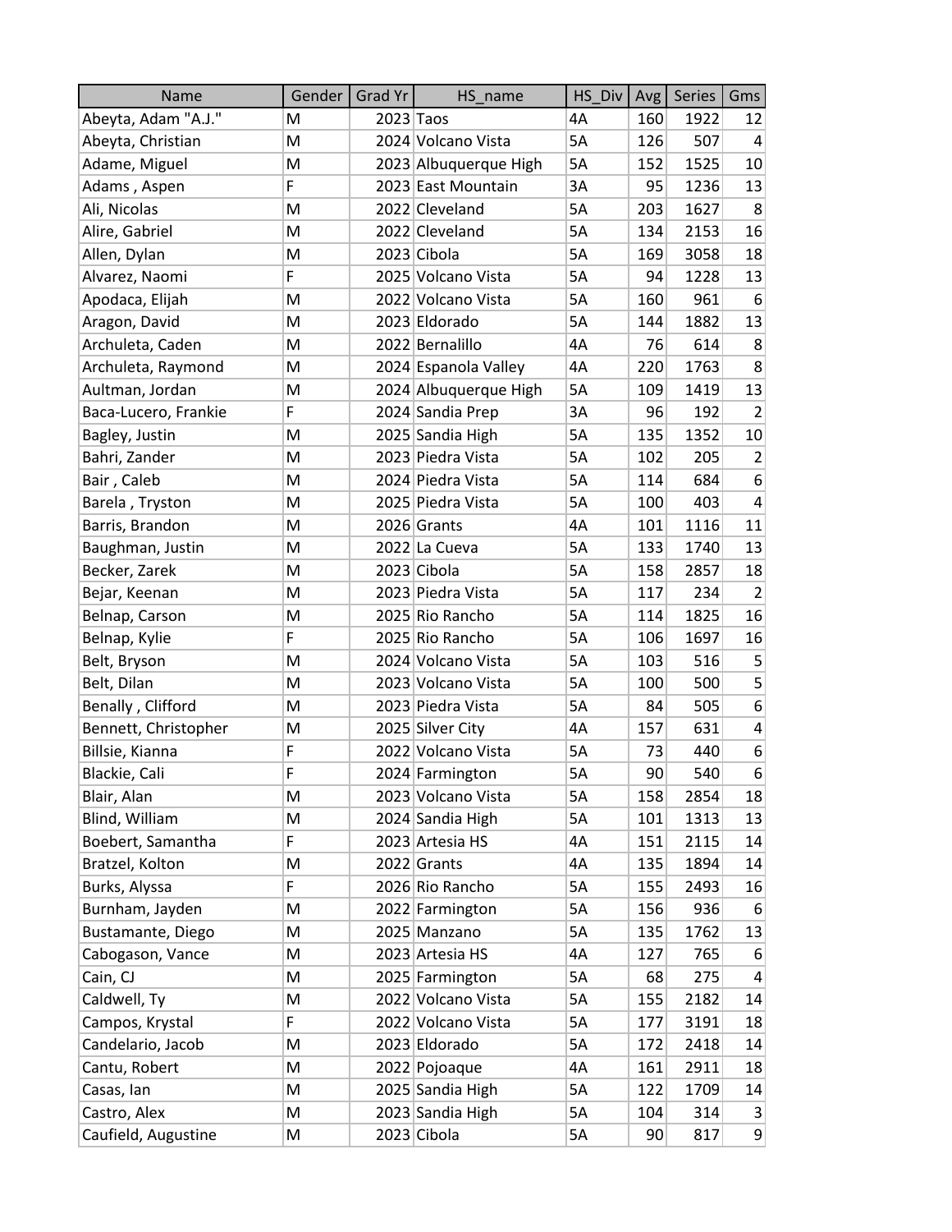| Name | Gender | Grad Yr | HS_name | HS_Div | Avg | Series | Gms |
| --- | --- | --- | --- | --- | --- | --- | --- |
| Abeyta, Adam "A.J." | M | 2023 | Taos | 4A | 160 | 1922 | 12 |
| Abeyta, Christian | M | 2024 | Volcano Vista | 5A | 126 | 507 | 4 |
| Adame, Miguel | M | 2023 | Albuquerque High | 5A | 152 | 1525 | 10 |
| Adams , Aspen | F | 2023 | East Mountain | 3A | 95 | 1236 | 13 |
| Ali, Nicolas | M | 2022 | Cleveland | 5A | 203 | 1627 | 8 |
| Alire, Gabriel | M | 2022 | Cleveland | 5A | 134 | 2153 | 16 |
| Allen, Dylan | M | 2023 | Cibola | 5A | 169 | 3058 | 18 |
| Alvarez, Naomi | F | 2025 | Volcano Vista | 5A | 94 | 1228 | 13 |
| Apodaca, Elijah | M | 2022 | Volcano Vista | 5A | 160 | 961 | 6 |
| Aragon, David | M | 2023 | Eldorado | 5A | 144 | 1882 | 13 |
| Archuleta, Caden | M | 2022 | Bernalillo | 4A | 76 | 614 | 8 |
| Archuleta, Raymond | M | 2024 | Espanola Valley | 4A | 220 | 1763 | 8 |
| Aultman, Jordan | M | 2024 | Albuquerque High | 5A | 109 | 1419 | 13 |
| Baca-Lucero, Frankie | F | 2024 | Sandia Prep | 3A | 96 | 192 | 2 |
| Bagley, Justin | M | 2025 | Sandia High | 5A | 135 | 1352 | 10 |
| Bahri, Zander | M | 2023 | Piedra Vista | 5A | 102 | 205 | 2 |
| Bair , Caleb | M | 2024 | Piedra Vista | 5A | 114 | 684 | 6 |
| Barela , Tryston | M | 2025 | Piedra Vista | 5A | 100 | 403 | 4 |
| Barris, Brandon | M | 2026 | Grants | 4A | 101 | 1116 | 11 |
| Baughman, Justin | M | 2022 | La Cueva | 5A | 133 | 1740 | 13 |
| Becker, Zarek | M | 2023 | Cibola | 5A | 158 | 2857 | 18 |
| Bejar, Keenan | M | 2023 | Piedra Vista | 5A | 117 | 234 | 2 |
| Belnap, Carson | M | 2025 | Rio Rancho | 5A | 114 | 1825 | 16 |
| Belnap, Kylie | F | 2025 | Rio Rancho | 5A | 106 | 1697 | 16 |
| Belt, Bryson | M | 2024 | Volcano Vista | 5A | 103 | 516 | 5 |
| Belt, Dilan | M | 2023 | Volcano Vista | 5A | 100 | 500 | 5 |
| Benally , Clifford | M | 2023 | Piedra Vista | 5A | 84 | 505 | 6 |
| Bennett, Christopher | M | 2025 | Silver City | 4A | 157 | 631 | 4 |
| Billsie, Kianna | F | 2022 | Volcano Vista | 5A | 73 | 440 | 6 |
| Blackie, Cali | F | 2024 | Farmington | 5A | 90 | 540 | 6 |
| Blair, Alan | M | 2023 | Volcano Vista | 5A | 158 | 2854 | 18 |
| Blind, William | M | 2024 | Sandia High | 5A | 101 | 1313 | 13 |
| Boebert, Samantha | F | 2023 | Artesia HS | 4A | 151 | 2115 | 14 |
| Bratzel, Kolton | M | 2022 | Grants | 4A | 135 | 1894 | 14 |
| Burks, Alyssa | F | 2026 | Rio Rancho | 5A | 155 | 2493 | 16 |
| Burnham, Jayden | M | 2022 | Farmington | 5A | 156 | 936 | 6 |
| Bustamante, Diego | M | 2025 | Manzano | 5A | 135 | 1762 | 13 |
| Cabogason, Vance | M | 2023 | Artesia HS | 4A | 127 | 765 | 6 |
| Cain, CJ | M | 2025 | Farmington | 5A | 68 | 275 | 4 |
| Caldwell, Ty | M | 2022 | Volcano Vista | 5A | 155 | 2182 | 14 |
| Campos, Krystal | F | 2022 | Volcano Vista | 5A | 177 | 3191 | 18 |
| Candelario, Jacob | M | 2023 | Eldorado | 5A | 172 | 2418 | 14 |
| Cantu, Robert | M | 2022 | Pojoaque | 4A | 161 | 2911 | 18 |
| Casas, Ian | M | 2025 | Sandia High | 5A | 122 | 1709 | 14 |
| Castro, Alex | M | 2023 | Sandia High | 5A | 104 | 314 | 3 |
| Caufield, Augustine | M | 2023 | Cibola | 5A | 90 | 817 | 9 |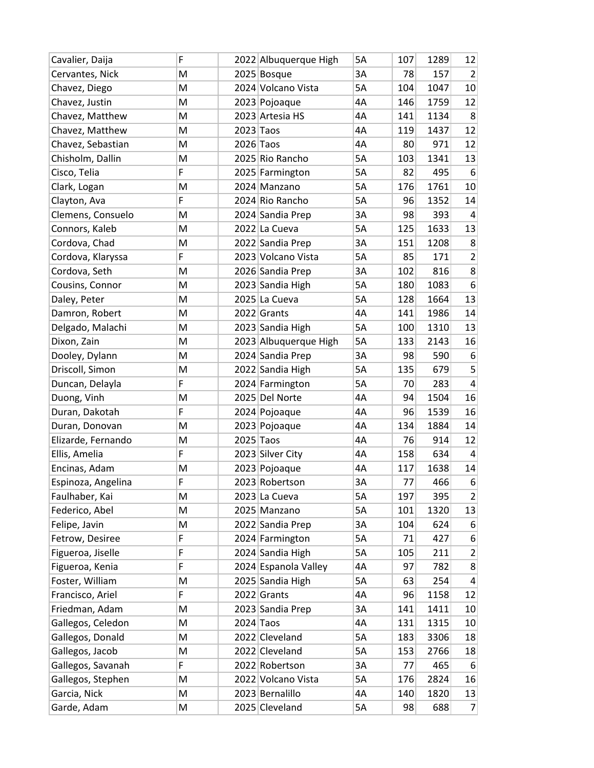| | | | | | | | |
|---|---|---|---|---|---|---|---|
| Cavalier, Daija | F | 2022 | Albuquerque High | 5A | 107 | 1289 | 12 |
| Cervantes, Nick | M | 2025 | Bosque | 3A | 78 | 157 | 2 |
| Chavez, Diego | M | 2024 | Volcano Vista | 5A | 104 | 1047 | 10 |
| Chavez, Justin | M | 2023 | Pojoaque | 4A | 146 | 1759 | 12 |
| Chavez, Matthew | M | 2023 | Artesia HS | 4A | 141 | 1134 | 8 |
| Chavez, Matthew | M | 2023 | Taos | 4A | 119 | 1437 | 12 |
| Chavez, Sebastian | M | 2026 | Taos | 4A | 80 | 971 | 12 |
| Chisholm, Dallin | M | 2025 | Rio Rancho | 5A | 103 | 1341 | 13 |
| Cisco, Telia | F | 2025 | Farmington | 5A | 82 | 495 | 6 |
| Clark, Logan | M | 2024 | Manzano | 5A | 176 | 1761 | 10 |
| Clayton, Ava | F | 2024 | Rio Rancho | 5A | 96 | 1352 | 14 |
| Clemens, Consuelo | M | 2024 | Sandia Prep | 3A | 98 | 393 | 4 |
| Connors, Kaleb | M | 2022 | La Cueva | 5A | 125 | 1633 | 13 |
| Cordova, Chad | M | 2022 | Sandia Prep | 3A | 151 | 1208 | 8 |
| Cordova, Klaryssa | F | 2023 | Volcano Vista | 5A | 85 | 171 | 2 |
| Cordova, Seth | M | 2026 | Sandia Prep | 3A | 102 | 816 | 8 |
| Cousins, Connor | M | 2023 | Sandia High | 5A | 180 | 1083 | 6 |
| Daley, Peter | M | 2025 | La Cueva | 5A | 128 | 1664 | 13 |
| Damron, Robert | M | 2022 | Grants | 4A | 141 | 1986 | 14 |
| Delgado, Malachi | M | 2023 | Sandia High | 5A | 100 | 1310 | 13 |
| Dixon, Zain | M | 2023 | Albuquerque High | 5A | 133 | 2143 | 16 |
| Dooley, Dylann | M | 2024 | Sandia Prep | 3A | 98 | 590 | 6 |
| Driscoll, Simon | M | 2022 | Sandia High | 5A | 135 | 679 | 5 |
| Duncan, Delayla | F | 2024 | Farmington | 5A | 70 | 283 | 4 |
| Duong, Vinh | M | 2025 | Del Norte | 4A | 94 | 1504 | 16 |
| Duran, Dakotah | F | 2024 | Pojoaque | 4A | 96 | 1539 | 16 |
| Duran, Donovan | M | 2023 | Pojoaque | 4A | 134 | 1884 | 14 |
| Elizarde, Fernando | M | 2025 | Taos | 4A | 76 | 914 | 12 |
| Ellis, Amelia | F | 2023 | Silver City | 4A | 158 | 634 | 4 |
| Encinas, Adam | M | 2023 | Pojoaque | 4A | 117 | 1638 | 14 |
| Espinoza, Angelina | F | 2023 | Robertson | 3A | 77 | 466 | 6 |
| Faulhaber, Kai | M | 2023 | La Cueva | 5A | 197 | 395 | 2 |
| Federico, Abel | M | 2025 | Manzano | 5A | 101 | 1320 | 13 |
| Felipe, Javin | M | 2022 | Sandia Prep | 3A | 104 | 624 | 6 |
| Fetrow, Desiree | F | 2024 | Farmington | 5A | 71 | 427 | 6 |
| Figueroa, Jiselle | F | 2024 | Sandia High | 5A | 105 | 211 | 2 |
| Figueroa, Kenia | F | 2024 | Espanola Valley | 4A | 97 | 782 | 8 |
| Foster, William | M | 2025 | Sandia High | 5A | 63 | 254 | 4 |
| Francisco, Ariel | F | 2022 | Grants | 4A | 96 | 1158 | 12 |
| Friedman, Adam | M | 2023 | Sandia Prep | 3A | 141 | 1411 | 10 |
| Gallegos, Celedon | M | 2024 | Taos | 4A | 131 | 1315 | 10 |
| Gallegos, Donald | M | 2022 | Cleveland | 5A | 183 | 3306 | 18 |
| Gallegos, Jacob | M | 2022 | Cleveland | 5A | 153 | 2766 | 18 |
| Gallegos, Savanah | F | 2022 | Robertson | 3A | 77 | 465 | 6 |
| Gallegos, Stephen | M | 2022 | Volcano Vista | 5A | 176 | 2824 | 16 |
| Garcia, Nick | M | 2023 | Bernalillo | 4A | 140 | 1820 | 13 |
| Garde, Adam | M | 2025 | Cleveland | 5A | 98 | 688 | 7 |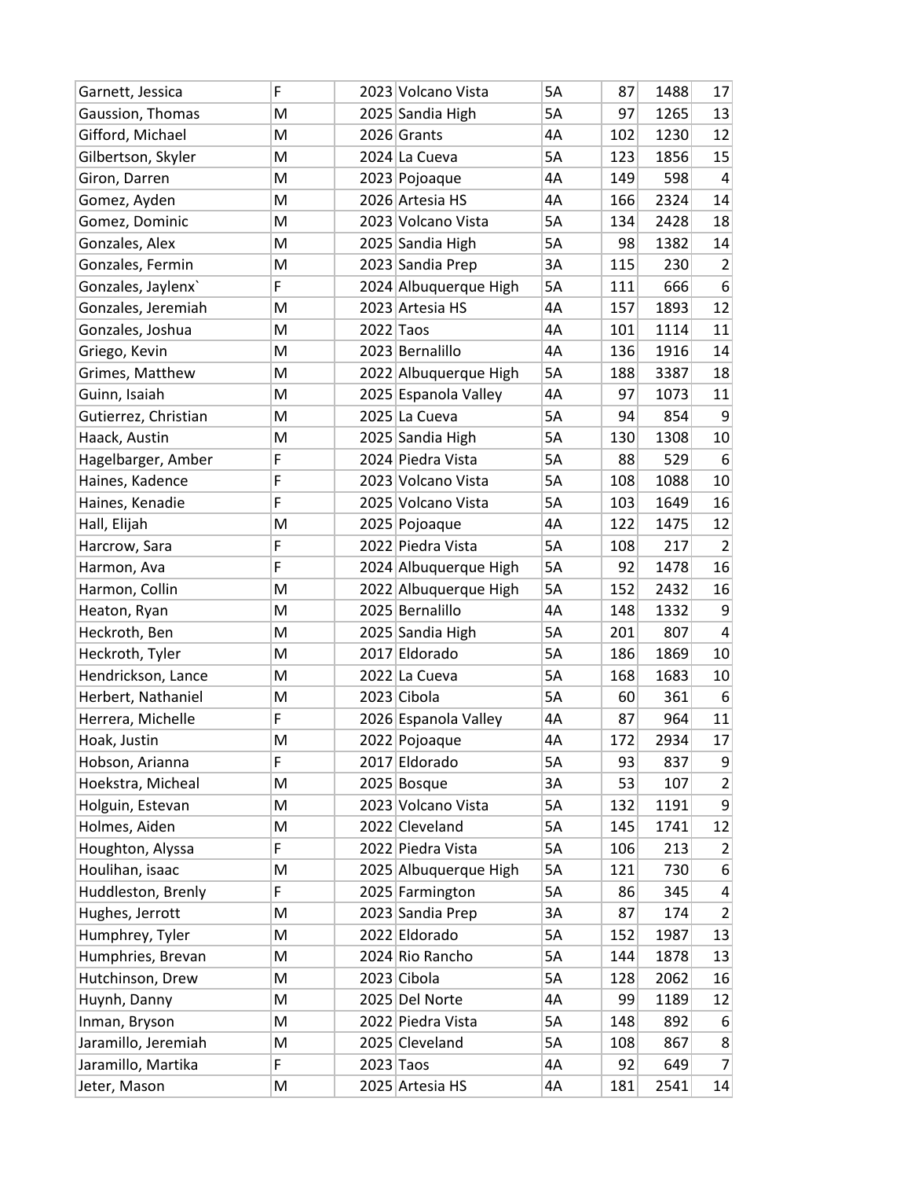| | | | | | | | |
|---|---|---|---|---|---|---|---|
| Garnett, Jessica | F | 2023 | Volcano Vista | 5A | 87 | 1488 | 17 |
| Gaussion, Thomas | M | 2025 | Sandia High | 5A | 97 | 1265 | 13 |
| Gifford, Michael | M | 2026 | Grants | 4A | 102 | 1230 | 12 |
| Gilbertson, Skyler | M | 2024 | La Cueva | 5A | 123 | 1856 | 15 |
| Giron, Darren | M | 2023 | Pojoaque | 4A | 149 | 598 | 4 |
| Gomez, Ayden | M | 2026 | Artesia HS | 4A | 166 | 2324 | 14 |
| Gomez, Dominic | M | 2023 | Volcano Vista | 5A | 134 | 2428 | 18 |
| Gonzales, Alex | M | 2025 | Sandia High | 5A | 98 | 1382 | 14 |
| Gonzales, Fermin | M | 2023 | Sandia Prep | 3A | 115 | 230 | 2 |
| Gonzales, Jaylenx` | F | 2024 | Albuquerque High | 5A | 111 | 666 | 6 |
| Gonzales, Jeremiah | M | 2023 | Artesia HS | 4A | 157 | 1893 | 12 |
| Gonzales, Joshua | M | 2022 | Taos | 4A | 101 | 1114 | 11 |
| Griego, Kevin | M | 2023 | Bernalillo | 4A | 136 | 1916 | 14 |
| Grimes, Matthew | M | 2022 | Albuquerque High | 5A | 188 | 3387 | 18 |
| Guinn, Isaiah | M | 2025 | Espanola Valley | 4A | 97 | 1073 | 11 |
| Gutierrez, Christian | M | 2025 | La Cueva | 5A | 94 | 854 | 9 |
| Haack, Austin | M | 2025 | Sandia High | 5A | 130 | 1308 | 10 |
| Hagelbarger, Amber | F | 2024 | Piedra Vista | 5A | 88 | 529 | 6 |
| Haines, Kadence | F | 2023 | Volcano Vista | 5A | 108 | 1088 | 10 |
| Haines, Kenadie | F | 2025 | Volcano Vista | 5A | 103 | 1649 | 16 |
| Hall, Elijah | M | 2025 | Pojoaque | 4A | 122 | 1475 | 12 |
| Harcrow, Sara | F | 2022 | Piedra Vista | 5A | 108 | 217 | 2 |
| Harmon, Ava | F | 2024 | Albuquerque High | 5A | 92 | 1478 | 16 |
| Harmon, Collin | M | 2022 | Albuquerque High | 5A | 152 | 2432 | 16 |
| Heaton, Ryan | M | 2025 | Bernalillo | 4A | 148 | 1332 | 9 |
| Heckroth, Ben | M | 2025 | Sandia High | 5A | 201 | 807 | 4 |
| Heckroth, Tyler | M | 2017 | Eldorado | 5A | 186 | 1869 | 10 |
| Hendrickson, Lance | M | 2022 | La Cueva | 5A | 168 | 1683 | 10 |
| Herbert, Nathaniel | M | 2023 | Cibola | 5A | 60 | 361 | 6 |
| Herrera, Michelle | F | 2026 | Espanola Valley | 4A | 87 | 964 | 11 |
| Hoak, Justin | M | 2022 | Pojoaque | 4A | 172 | 2934 | 17 |
| Hobson, Arianna | F | 2017 | Eldorado | 5A | 93 | 837 | 9 |
| Hoekstra, Micheal | M | 2025 | Bosque | 3A | 53 | 107 | 2 |
| Holguin, Estevan | M | 2023 | Volcano Vista | 5A | 132 | 1191 | 9 |
| Holmes, Aiden | M | 2022 | Cleveland | 5A | 145 | 1741 | 12 |
| Houghton, Alyssa | F | 2022 | Piedra Vista | 5A | 106 | 213 | 2 |
| Houlihan, isaac | M | 2025 | Albuquerque High | 5A | 121 | 730 | 6 |
| Huddleston, Brenly | F | 2025 | Farmington | 5A | 86 | 345 | 4 |
| Hughes, Jerrott | M | 2023 | Sandia Prep | 3A | 87 | 174 | 2 |
| Humphrey, Tyler | M | 2022 | Eldorado | 5A | 152 | 1987 | 13 |
| Humphries, Brevan | M | 2024 | Rio Rancho | 5A | 144 | 1878 | 13 |
| Hutchinson, Drew | M | 2023 | Cibola | 5A | 128 | 2062 | 16 |
| Huynh, Danny | M | 2025 | Del Norte | 4A | 99 | 1189 | 12 |
| Inman, Bryson | M | 2022 | Piedra Vista | 5A | 148 | 892 | 6 |
| Jaramillo, Jeremiah | M | 2025 | Cleveland | 5A | 108 | 867 | 8 |
| Jaramillo, Martika | F | 2023 | Taos | 4A | 92 | 649 | 7 |
| Jeter, Mason | M | 2025 | Artesia HS | 4A | 181 | 2541 | 14 |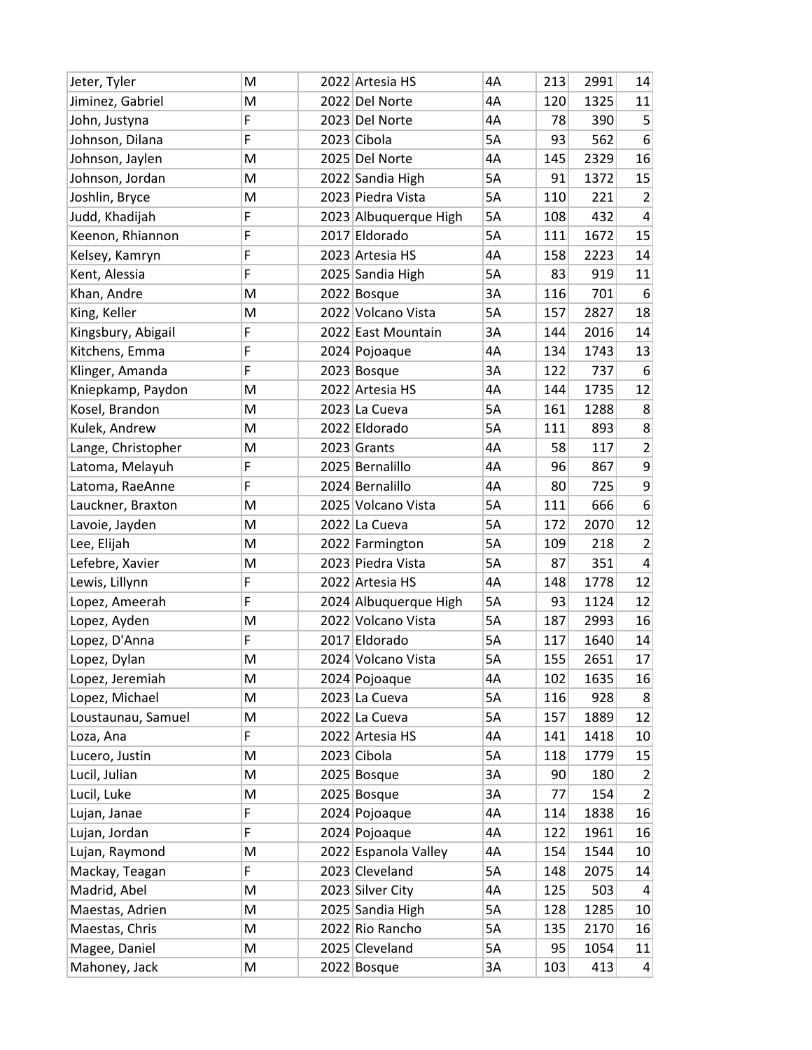| | | | | | | | |
|---|---|---|---|---|---|---|---|
| Jeter, Tyler | M | 2022 | Artesia HS | 4A | 213 | 2991 | 14 |
| Jiminez, Gabriel | M | 2022 | Del Norte | 4A | 120 | 1325 | 11 |
| John, Justyna | F | 2023 | Del Norte | 4A | 78 | 390 | 5 |
| Johnson, Dilana | F | 2023 | Cibola | 5A | 93 | 562 | 6 |
| Johnson, Jaylen | M | 2025 | Del Norte | 4A | 145 | 2329 | 16 |
| Johnson, Jordan | M | 2022 | Sandia High | 5A | 91 | 1372 | 15 |
| Joshlin, Bryce | M | 2023 | Piedra Vista | 5A | 110 | 221 | 2 |
| Judd, Khadijah | F | 2023 | Albuquerque High | 5A | 108 | 432 | 4 |
| Keenon, Rhiannon | F | 2017 | Eldorado | 5A | 111 | 1672 | 15 |
| Kelsey, Kamryn | F | 2023 | Artesia HS | 4A | 158 | 2223 | 14 |
| Kent, Alessia | F | 2025 | Sandia High | 5A | 83 | 919 | 11 |
| Khan, Andre | M | 2022 | Bosque | 3A | 116 | 701 | 6 |
| King, Keller | M | 2022 | Volcano Vista | 5A | 157 | 2827 | 18 |
| Kingsbury, Abigail | F | 2022 | East Mountain | 3A | 144 | 2016 | 14 |
| Kitchens, Emma | F | 2024 | Pojoaque | 4A | 134 | 1743 | 13 |
| Klinger, Amanda | F | 2023 | Bosque | 3A | 122 | 737 | 6 |
| Kniepkamp, Paydon | M | 2022 | Artesia HS | 4A | 144 | 1735 | 12 |
| Kosel, Brandon | M | 2023 | La Cueva | 5A | 161 | 1288 | 8 |
| Kulek, Andrew | M | 2022 | Eldorado | 5A | 111 | 893 | 8 |
| Lange, Christopher | M | 2023 | Grants | 4A | 58 | 117 | 2 |
| Latoma, Melayuh | F | 2025 | Bernalillo | 4A | 96 | 867 | 9 |
| Latoma, RaeAnne | F | 2024 | Bernalillo | 4A | 80 | 725 | 9 |
| Lauckner, Braxton | M | 2025 | Volcano Vista | 5A | 111 | 666 | 6 |
| Lavoie, Jayden | M | 2022 | La Cueva | 5A | 172 | 2070 | 12 |
| Lee, Elijah | M | 2022 | Farmington | 5A | 109 | 218 | 2 |
| Lefebre, Xavier | M | 2023 | Piedra Vista | 5A | 87 | 351 | 4 |
| Lewis, Lillynn | F | 2022 | Artesia HS | 4A | 148 | 1778 | 12 |
| Lopez, Ameerah | F | 2024 | Albuquerque High | 5A | 93 | 1124 | 12 |
| Lopez, Ayden | M | 2022 | Volcano Vista | 5A | 187 | 2993 | 16 |
| Lopez, D'Anna | F | 2017 | Eldorado | 5A | 117 | 1640 | 14 |
| Lopez, Dylan | M | 2024 | Volcano Vista | 5A | 155 | 2651 | 17 |
| Lopez, Jeremiah | M | 2024 | Pojoaque | 4A | 102 | 1635 | 16 |
| Lopez, Michael | M | 2023 | La Cueva | 5A | 116 | 928 | 8 |
| Loustaunau, Samuel | M | 2022 | La Cueva | 5A | 157 | 1889 | 12 |
| Loza, Ana | F | 2022 | Artesia HS | 4A | 141 | 1418 | 10 |
| Lucero, Justin | M | 2023 | Cibola | 5A | 118 | 1779 | 15 |
| Lucil, Julian | M | 2025 | Bosque | 3A | 90 | 180 | 2 |
| Lucil, Luke | M | 2025 | Bosque | 3A | 77 | 154 | 2 |
| Lujan, Janae | F | 2024 | Pojoaque | 4A | 114 | 1838 | 16 |
| Lujan, Jordan | F | 2024 | Pojoaque | 4A | 122 | 1961 | 16 |
| Lujan, Raymond | M | 2022 | Espanola Valley | 4A | 154 | 1544 | 10 |
| Mackay, Teagan | F | 2023 | Cleveland | 5A | 148 | 2075 | 14 |
| Madrid, Abel | M | 2023 | Silver City | 4A | 125 | 503 | 4 |
| Maestas, Adrien | M | 2025 | Sandia High | 5A | 128 | 1285 | 10 |
| Maestas, Chris | M | 2022 | Rio Rancho | 5A | 135 | 2170 | 16 |
| Magee, Daniel | M | 2025 | Cleveland | 5A | 95 | 1054 | 11 |
| Mahoney, Jack | M | 2022 | Bosque | 3A | 103 | 413 | 4 |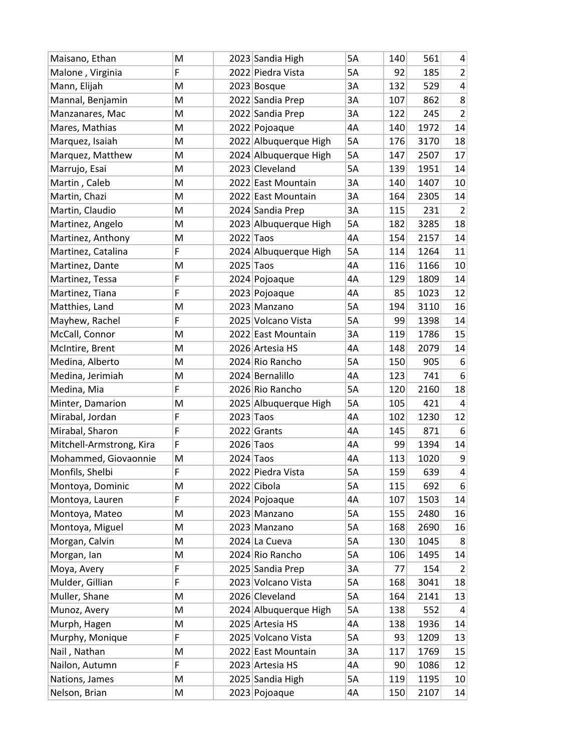| | | | | | | | |
|---|---|---|---|---|---|---|---|
| Maisano, Ethan | M | 2023 | Sandia High | 5A | 140 | 561 | 4 |
| Malone , Virginia | F | 2022 | Piedra Vista | 5A | 92 | 185 | 2 |
| Mann, Elijah | M | 2023 | Bosque | 3A | 132 | 529 | 4 |
| Mannal, Benjamin | M | 2022 | Sandia Prep | 3A | 107 | 862 | 8 |
| Manzanares, Mac | M | 2022 | Sandia Prep | 3A | 122 | 245 | 2 |
| Mares, Mathias | M | 2022 | Pojoaque | 4A | 140 | 1972 | 14 |
| Marquez, Isaiah | M | 2022 | Albuquerque High | 5A | 176 | 3170 | 18 |
| Marquez, Matthew | M | 2024 | Albuquerque High | 5A | 147 | 2507 | 17 |
| Marrujo, Esai | M | 2023 | Cleveland | 5A | 139 | 1951 | 14 |
| Martin , Caleb | M | 2022 | East Mountain | 3A | 140 | 1407 | 10 |
| Martin, Chazi | M | 2022 | East Mountain | 3A | 164 | 2305 | 14 |
| Martin, Claudio | M | 2024 | Sandia Prep | 3A | 115 | 231 | 2 |
| Martinez, Angelo | M | 2023 | Albuquerque High | 5A | 182 | 3285 | 18 |
| Martinez, Anthony | M | 2022 | Taos | 4A | 154 | 2157 | 14 |
| Martinez, Catalina | F | 2024 | Albuquerque High | 5A | 114 | 1264 | 11 |
| Martinez, Dante | M | 2025 | Taos | 4A | 116 | 1166 | 10 |
| Martinez, Tessa | F | 2024 | Pojoaque | 4A | 129 | 1809 | 14 |
| Martinez, Tiana | F | 2023 | Pojoaque | 4A | 85 | 1023 | 12 |
| Matthies, Land | M | 2023 | Manzano | 5A | 194 | 3110 | 16 |
| Mayhew, Rachel | F | 2025 | Volcano Vista | 5A | 99 | 1398 | 14 |
| McCall, Connor | M | 2022 | East Mountain | 3A | 119 | 1786 | 15 |
| McIntire, Brent | M | 2026 | Artesia HS | 4A | 148 | 2079 | 14 |
| Medina, Alberto | M | 2024 | Rio Rancho | 5A | 150 | 905 | 6 |
| Medina, Jerimiah | M | 2024 | Bernalillo | 4A | 123 | 741 | 6 |
| Medina, Mia | F | 2026 | Rio Rancho | 5A | 120 | 2160 | 18 |
| Minter, Damarion | M | 2025 | Albuquerque High | 5A | 105 | 421 | 4 |
| Mirabal, Jordan | F | 2023 | Taos | 4A | 102 | 1230 | 12 |
| Mirabal, Sharon | F | 2022 | Grants | 4A | 145 | 871 | 6 |
| Mitchell-Armstrong, Kira | F | 2026 | Taos | 4A | 99 | 1394 | 14 |
| Mohammed, Giovaonnie | M | 2024 | Taos | 4A | 113 | 1020 | 9 |
| Monfils, Shelbi | F | 2022 | Piedra Vista | 5A | 159 | 639 | 4 |
| Montoya, Dominic | M | 2022 | Cibola | 5A | 115 | 692 | 6 |
| Montoya, Lauren | F | 2024 | Pojoaque | 4A | 107 | 1503 | 14 |
| Montoya, Mateo | M | 2023 | Manzano | 5A | 155 | 2480 | 16 |
| Montoya, Miguel | M | 2023 | Manzano | 5A | 168 | 2690 | 16 |
| Morgan, Calvin | M | 2024 | La Cueva | 5A | 130 | 1045 | 8 |
| Morgan, Ian | M | 2024 | Rio Rancho | 5A | 106 | 1495 | 14 |
| Moya, Avery | F | 2025 | Sandia Prep | 3A | 77 | 154 | 2 |
| Mulder, Gillian | F | 2023 | Volcano Vista | 5A | 168 | 3041 | 18 |
| Muller, Shane | M | 2026 | Cleveland | 5A | 164 | 2141 | 13 |
| Munoz, Avery | M | 2024 | Albuquerque High | 5A | 138 | 552 | 4 |
| Murph, Hagen | M | 2025 | Artesia HS | 4A | 138 | 1936 | 14 |
| Murphy, Monique | F | 2025 | Volcano Vista | 5A | 93 | 1209 | 13 |
| Nail , Nathan | M | 2022 | East Mountain | 3A | 117 | 1769 | 15 |
| Nailon, Autumn | F | 2023 | Artesia HS | 4A | 90 | 1086 | 12 |
| Nations, James | M | 2025 | Sandia High | 5A | 119 | 1195 | 10 |
| Nelson, Brian | M | 2023 | Pojoaque | 4A | 150 | 2107 | 14 |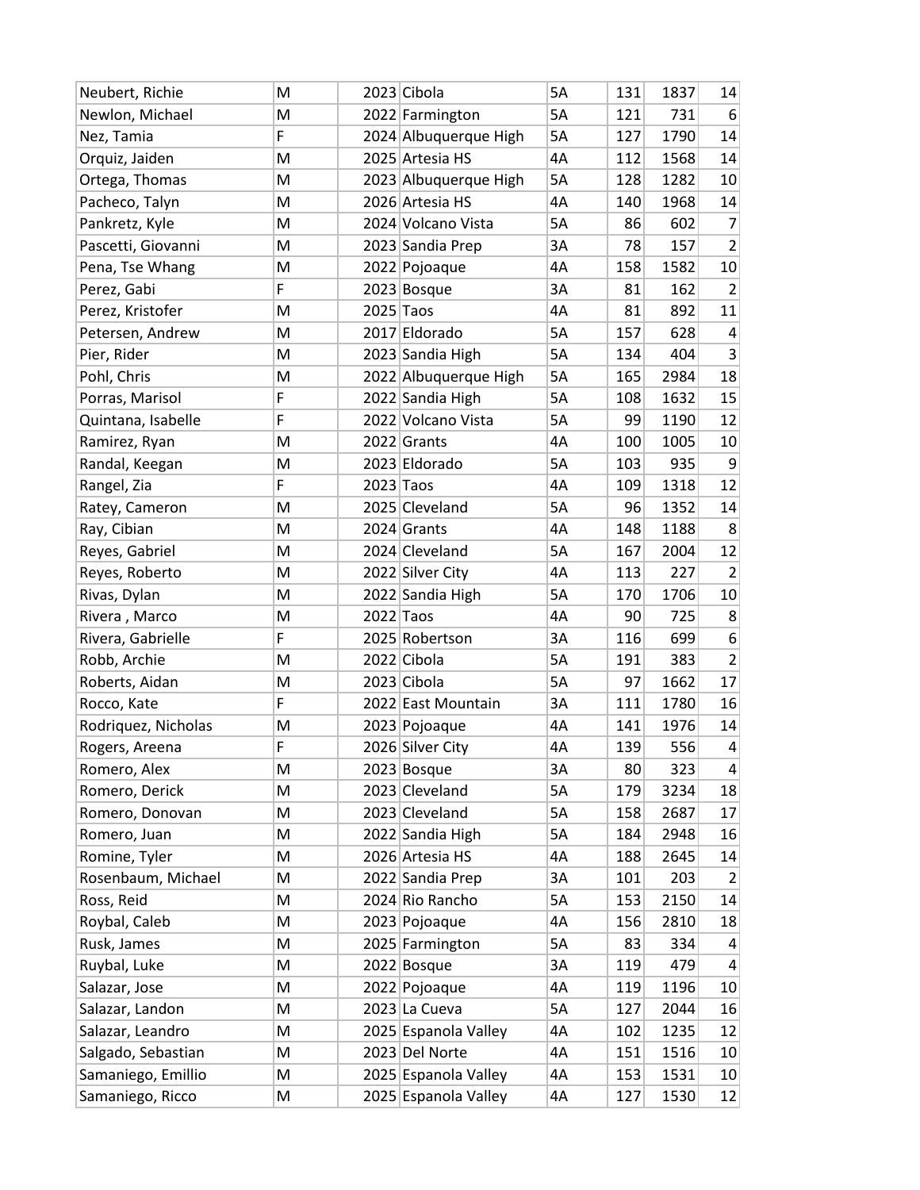| | | | | | | | |
|---|---|---|---|---|---|---|---|
| Neubert, Richie | M | 2023 | Cibola | 5A | 131 | 1837 | 14 |
| Newlon, Michael | M | 2022 | Farmington | 5A | 121 | 731 | 6 |
| Nez, Tamia | F | 2024 | Albuquerque High | 5A | 127 | 1790 | 14 |
| Orquiz, Jaiden | M | 2025 | Artesia HS | 4A | 112 | 1568 | 14 |
| Ortega, Thomas | M | 2023 | Albuquerque High | 5A | 128 | 1282 | 10 |
| Pacheco, Talyn | M | 2026 | Artesia HS | 4A | 140 | 1968 | 14 |
| Pankretz, Kyle | M | 2024 | Volcano Vista | 5A | 86 | 602 | 7 |
| Pascetti, Giovanni | M | 2023 | Sandia Prep | 3A | 78 | 157 | 2 |
| Pena, Tse Whang | M | 2022 | Pojoaque | 4A | 158 | 1582 | 10 |
| Perez, Gabi | F | 2023 | Bosque | 3A | 81 | 162 | 2 |
| Perez, Kristofer | M | 2025 | Taos | 4A | 81 | 892 | 11 |
| Petersen, Andrew | M | 2017 | Eldorado | 5A | 157 | 628 | 4 |
| Pier, Rider | M | 2023 | Sandia High | 5A | 134 | 404 | 3 |
| Pohl, Chris | M | 2022 | Albuquerque High | 5A | 165 | 2984 | 18 |
| Porras, Marisol | F | 2022 | Sandia High | 5A | 108 | 1632 | 15 |
| Quintana, Isabelle | F | 2022 | Volcano Vista | 5A | 99 | 1190 | 12 |
| Ramirez, Ryan | M | 2022 | Grants | 4A | 100 | 1005 | 10 |
| Randal, Keegan | M | 2023 | Eldorado | 5A | 103 | 935 | 9 |
| Rangel, Zia | F | 2023 | Taos | 4A | 109 | 1318 | 12 |
| Ratey, Cameron | M | 2025 | Cleveland | 5A | 96 | 1352 | 14 |
| Ray, Cibian | M | 2024 | Grants | 4A | 148 | 1188 | 8 |
| Reyes, Gabriel | M | 2024 | Cleveland | 5A | 167 | 2004 | 12 |
| Reyes, Roberto | M | 2022 | Silver City | 4A | 113 | 227 | 2 |
| Rivas, Dylan | M | 2022 | Sandia High | 5A | 170 | 1706 | 10 |
| Rivera , Marco | M | 2022 | Taos | 4A | 90 | 725 | 8 |
| Rivera, Gabrielle | F | 2025 | Robertson | 3A | 116 | 699 | 6 |
| Robb, Archie | M | 2022 | Cibola | 5A | 191 | 383 | 2 |
| Roberts, Aidan | M | 2023 | Cibola | 5A | 97 | 1662 | 17 |
| Rocco, Kate | F | 2022 | East Mountain | 3A | 111 | 1780 | 16 |
| Rodriquez, Nicholas | M | 2023 | Pojoaque | 4A | 141 | 1976 | 14 |
| Rogers, Areena | F | 2026 | Silver City | 4A | 139 | 556 | 4 |
| Romero, Alex | M | 2023 | Bosque | 3A | 80 | 323 | 4 |
| Romero, Derick | M | 2023 | Cleveland | 5A | 179 | 3234 | 18 |
| Romero, Donovan | M | 2023 | Cleveland | 5A | 158 | 2687 | 17 |
| Romero, Juan | M | 2022 | Sandia High | 5A | 184 | 2948 | 16 |
| Romine, Tyler | M | 2026 | Artesia HS | 4A | 188 | 2645 | 14 |
| Rosenbaum, Michael | M | 2022 | Sandia Prep | 3A | 101 | 203 | 2 |
| Ross, Reid | M | 2024 | Rio Rancho | 5A | 153 | 2150 | 14 |
| Roybal, Caleb | M | 2023 | Pojoaque | 4A | 156 | 2810 | 18 |
| Rusk, James | M | 2025 | Farmington | 5A | 83 | 334 | 4 |
| Ruybal, Luke | M | 2022 | Bosque | 3A | 119 | 479 | 4 |
| Salazar, Jose | M | 2022 | Pojoaque | 4A | 119 | 1196 | 10 |
| Salazar, Landon | M | 2023 | La Cueva | 5A | 127 | 2044 | 16 |
| Salazar, Leandro | M | 2025 | Espanola Valley | 4A | 102 | 1235 | 12 |
| Salgado, Sebastian | M | 2023 | Del Norte | 4A | 151 | 1516 | 10 |
| Samaniego, Emillio | M | 2025 | Espanola Valley | 4A | 153 | 1531 | 10 |
| Samaniego, Ricco | M | 2025 | Espanola Valley | 4A | 127 | 1530 | 12 |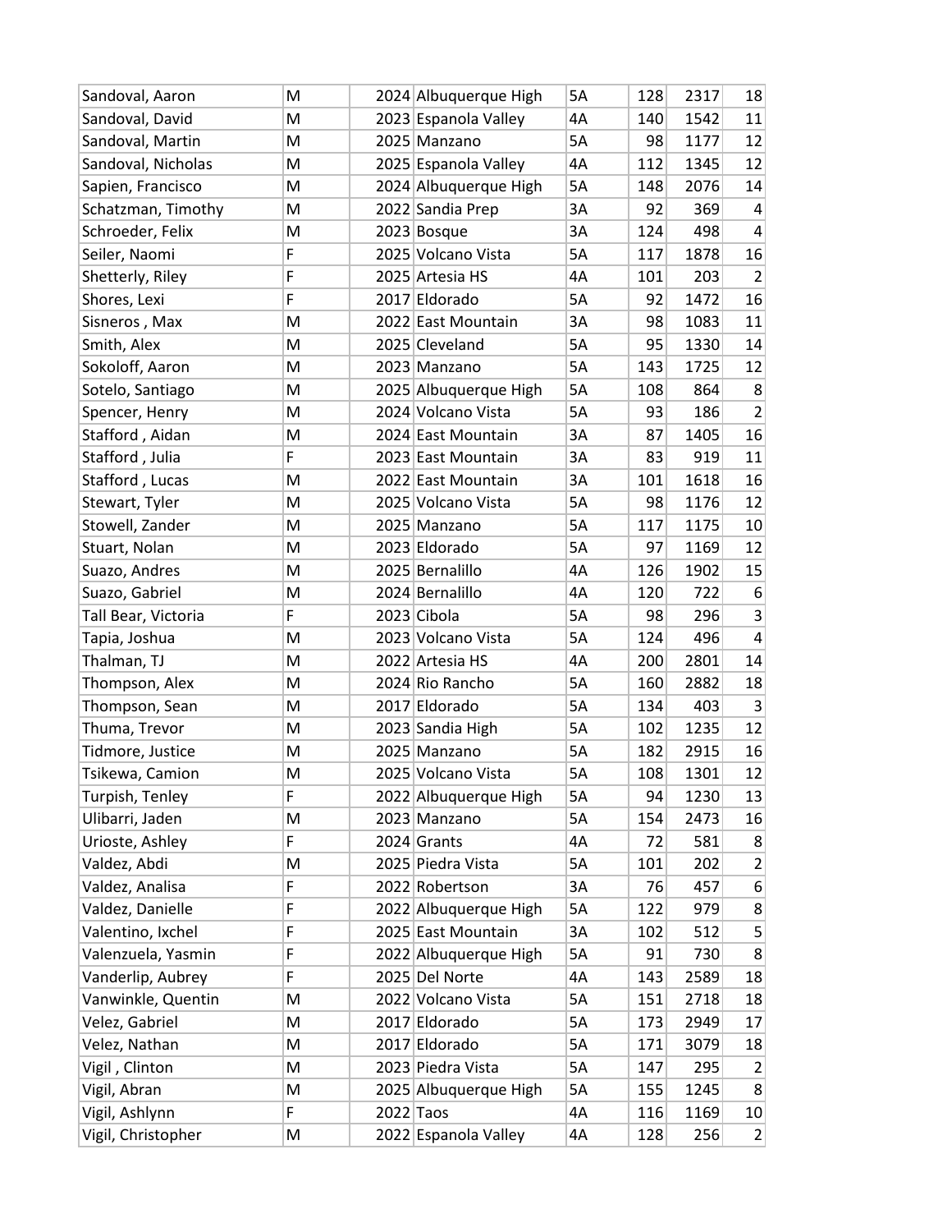| | | | | | | | |
|---|---|---|---|---|---|---|---|
| Sandoval, Aaron | M | 2024 | Albuquerque High | 5A | 128 | 2317 | 18 |
| Sandoval, David | M | 2023 | Espanola Valley | 4A | 140 | 1542 | 11 |
| Sandoval, Martin | M | 2025 | Manzano | 5A | 98 | 1177 | 12 |
| Sandoval, Nicholas | M | 2025 | Espanola Valley | 4A | 112 | 1345 | 12 |
| Sapien, Francisco | M | 2024 | Albuquerque High | 5A | 148 | 2076 | 14 |
| Schatzman, Timothy | M | 2022 | Sandia Prep | 3A | 92 | 369 | 4 |
| Schroeder, Felix | M | 2023 | Bosque | 3A | 124 | 498 | 4 |
| Seiler, Naomi | F | 2025 | Volcano Vista | 5A | 117 | 1878 | 16 |
| Shetterly, Riley | F | 2025 | Artesia HS | 4A | 101 | 203 | 2 |
| Shores, Lexi | F | 2017 | Eldorado | 5A | 92 | 1472 | 16 |
| Sisneros , Max | M | 2022 | East Mountain | 3A | 98 | 1083 | 11 |
| Smith, Alex | M | 2025 | Cleveland | 5A | 95 | 1330 | 14 |
| Sokoloff, Aaron | M | 2023 | Manzano | 5A | 143 | 1725 | 12 |
| Sotelo, Santiago | M | 2025 | Albuquerque High | 5A | 108 | 864 | 8 |
| Spencer, Henry | M | 2024 | Volcano Vista | 5A | 93 | 186 | 2 |
| Stafford , Aidan | M | 2024 | East Mountain | 3A | 87 | 1405 | 16 |
| Stafford , Julia | F | 2023 | East Mountain | 3A | 83 | 919 | 11 |
| Stafford , Lucas | M | 2022 | East Mountain | 3A | 101 | 1618 | 16 |
| Stewart, Tyler | M | 2025 | Volcano Vista | 5A | 98 | 1176 | 12 |
| Stowell, Zander | M | 2025 | Manzano | 5A | 117 | 1175 | 10 |
| Stuart, Nolan | M | 2023 | Eldorado | 5A | 97 | 1169 | 12 |
| Suazo, Andres | M | 2025 | Bernalillo | 4A | 126 | 1902 | 15 |
| Suazo, Gabriel | M | 2024 | Bernalillo | 4A | 120 | 722 | 6 |
| Tall Bear, Victoria | F | 2023 | Cibola | 5A | 98 | 296 | 3 |
| Tapia, Joshua | M | 2023 | Volcano Vista | 5A | 124 | 496 | 4 |
| Thalman, TJ | M | 2022 | Artesia HS | 4A | 200 | 2801 | 14 |
| Thompson, Alex | M | 2024 | Rio Rancho | 5A | 160 | 2882 | 18 |
| Thompson, Sean | M | 2017 | Eldorado | 5A | 134 | 403 | 3 |
| Thuma, Trevor | M | 2023 | Sandia High | 5A | 102 | 1235 | 12 |
| Tidmore, Justice | M | 2025 | Manzano | 5A | 182 | 2915 | 16 |
| Tsikewa, Camion | M | 2025 | Volcano Vista | 5A | 108 | 1301 | 12 |
| Turpish, Tenley | F | 2022 | Albuquerque High | 5A | 94 | 1230 | 13 |
| Ulibarri, Jaden | M | 2023 | Manzano | 5A | 154 | 2473 | 16 |
| Urioste, Ashley | F | 2024 | Grants | 4A | 72 | 581 | 8 |
| Valdez, Abdi | M | 2025 | Piedra Vista | 5A | 101 | 202 | 2 |
| Valdez, Analisa | F | 2022 | Robertson | 3A | 76 | 457 | 6 |
| Valdez, Danielle | F | 2022 | Albuquerque High | 5A | 122 | 979 | 8 |
| Valentino, Ixchel | F | 2025 | East Mountain | 3A | 102 | 512 | 5 |
| Valenzuela, Yasmin | F | 2022 | Albuquerque High | 5A | 91 | 730 | 8 |
| Vanderlip, Aubrey | F | 2025 | Del Norte | 4A | 143 | 2589 | 18 |
| Vanwinkle, Quentin | M | 2022 | Volcano Vista | 5A | 151 | 2718 | 18 |
| Velez, Gabriel | M | 2017 | Eldorado | 5A | 173 | 2949 | 17 |
| Velez, Nathan | M | 2017 | Eldorado | 5A | 171 | 3079 | 18 |
| Vigil , Clinton | M | 2023 | Piedra Vista | 5A | 147 | 295 | 2 |
| Vigil, Abran | M | 2025 | Albuquerque High | 5A | 155 | 1245 | 8 |
| Vigil, Ashlynn | F | 2022 | Taos | 4A | 116 | 1169 | 10 |
| Vigil, Christopher | M | 2022 | Espanola Valley | 4A | 128 | 256 | 2 |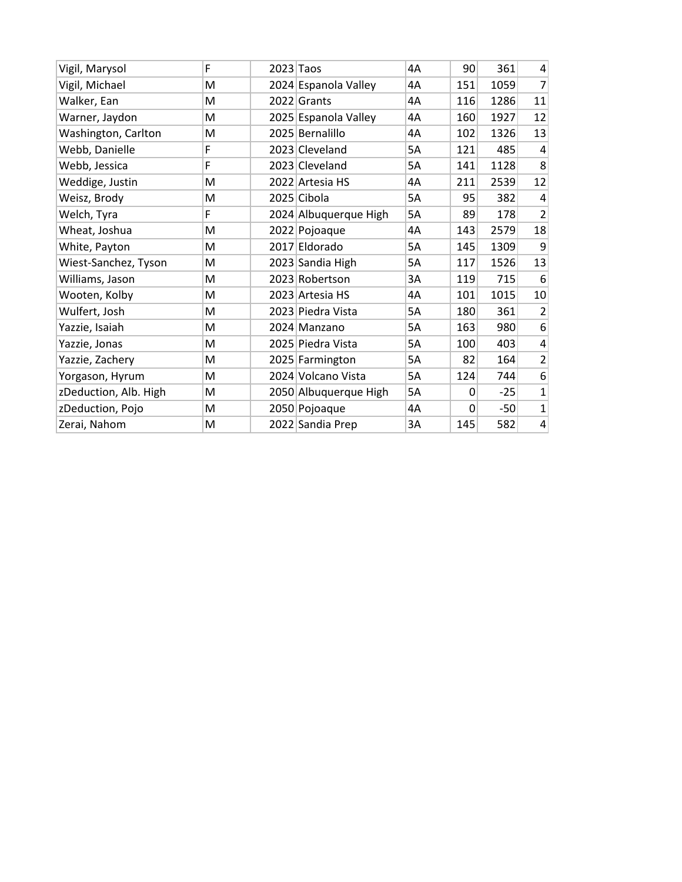| | | | | | | | |
|---|---|---|---|---|---|---|---|
| Vigil, Marysol | F | 2023 | Taos | 4A | 90 | 361 | 4 |
| Vigil, Michael | M | 2024 | Espanola Valley | 4A | 151 | 1059 | 7 |
| Walker, Ean | M | 2022 | Grants | 4A | 116 | 1286 | 11 |
| Warner, Jaydon | M | 2025 | Espanola Valley | 4A | 160 | 1927 | 12 |
| Washington, Carlton | M | 2025 | Bernalillo | 4A | 102 | 1326 | 13 |
| Webb, Danielle | F | 2023 | Cleveland | 5A | 121 | 485 | 4 |
| Webb, Jessica | F | 2023 | Cleveland | 5A | 141 | 1128 | 8 |
| Weddige, Justin | M | 2022 | Artesia HS | 4A | 211 | 2539 | 12 |
| Weisz, Brody | M | 2025 | Cibola | 5A | 95 | 382 | 4 |
| Welch, Tyra | F | 2024 | Albuquerque High | 5A | 89 | 178 | 2 |
| Wheat, Joshua | M | 2022 | Pojoaque | 4A | 143 | 2579 | 18 |
| White, Payton | M | 2017 | Eldorado | 5A | 145 | 1309 | 9 |
| Wiest-Sanchez, Tyson | M | 2023 | Sandia High | 5A | 117 | 1526 | 13 |
| Williams, Jason | M | 2023 | Robertson | 3A | 119 | 715 | 6 |
| Wooten, Kolby | M | 2023 | Artesia HS | 4A | 101 | 1015 | 10 |
| Wulfert, Josh | M | 2023 | Piedra Vista | 5A | 180 | 361 | 2 |
| Yazzie, Isaiah | M | 2024 | Manzano | 5A | 163 | 980 | 6 |
| Yazzie, Jonas | M | 2025 | Piedra Vista | 5A | 100 | 403 | 4 |
| Yazzie, Zachery | M | 2025 | Farmington | 5A | 82 | 164 | 2 |
| Yorgason, Hyrum | M | 2024 | Volcano Vista | 5A | 124 | 744 | 6 |
| zDeduction, Alb. High | M | 2050 | Albuquerque High | 5A | 0 | -25 | 1 |
| zDeduction, Pojo | M | 2050 | Pojoaque | 4A | 0 | -50 | 1 |
| Zerai, Nahom | M | 2022 | Sandia Prep | 3A | 145 | 582 | 4 |